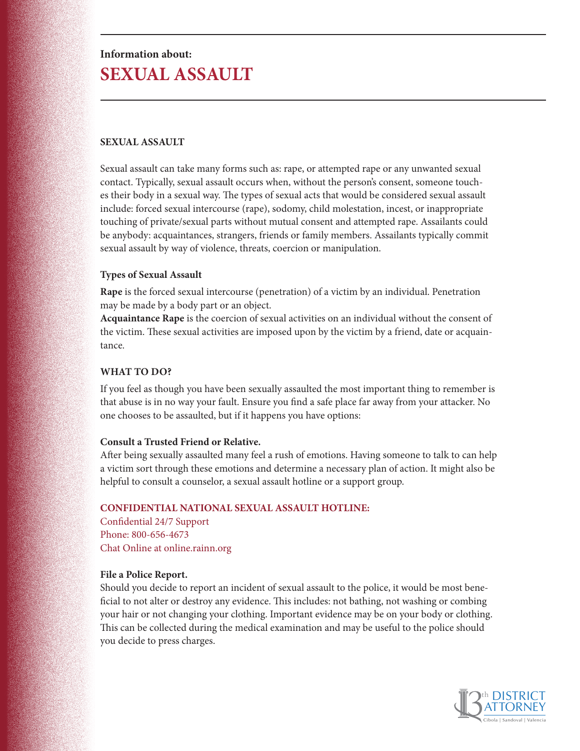Information about:

# SEXUAL ASSAULT

## SEXUAL ASSAULT

Sexual assault can take many forms such as: rape, or attempted rape or any unwanted sexual contact. Typically, sexual assault occurs when, without the person's consent, someone touches their body in a sexual way. The types of sexual acts that would be considered sexual assault include: forced sexual intercourse (rape), sodomy, child molestation, incest, or inappropriate touching of private/sexual parts without mutual consent and attempted rape. Assailants could be anybody: acquaintances, strangers, friends or family members. Assailants typically commit sexual assault by way of violence, threats, coercion or manipulation.

### Types of Sexual Assault

**Rape** is the forced sexual intercourse (penetration) of a victim by an individual. Penetration may be made by a body part or an object.

**Acquaintance Rape** is the coercion of sexual activities on an individual without the consent of the victim. These sexual activities are imposed upon by the victim by a friend, date or acquaintance.

## WHAT TO DO?

If you feel as though you have been sexually assaulted the most important thing to remember is that abuse is in no way your fault. Ensure you find a safe place far away from your attacker. No one chooses to be assaulted, but if it happens you have options:

### Consult a Trusted Friend or Relative.

After being sexually assaulted many feel a rush of emotions. Having someone to talk to can help a victim sort through these emotions and determine a necessary plan of action. It might also be helpful to consult a counselor, a sexual assault hotline or a support group.

**CONFIDENTIAL NATIONAL SEXUAL ASSAULT HOTLINE:**

Confidential 24/7 Support
Phone: 800-656-4673
Chat Online at online.rainn.org

### File a Police Report.

Should you decide to report an incident of sexual assault to the police, it would be most beneficial to not alter or destroy any evidence. This includes: not bathing, not washing or combing your hair or not changing your clothing. Important evidence may be on your body or clothing. This can be collected during the medical examination and may be useful to the police should you decide to press charges.

13th DISTRICT ATTORNEY
Cibola | Sandoval | Valencia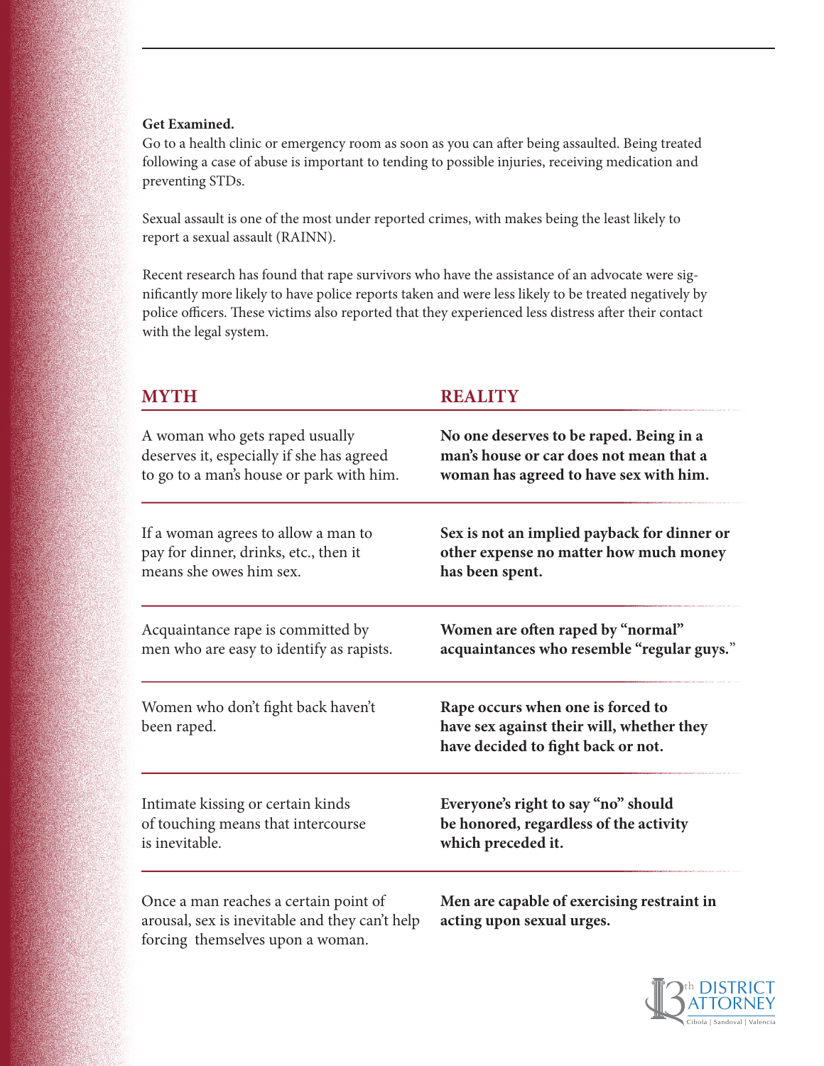**Get Examined.**
Go to a health clinic or emergency room as soon as you can after being assaulted. Being treated following a case of abuse is important to tending to possible injuries, receiving medication and preventing STDs.

Sexual assault is one of the most under reported crimes, with makes being the least likely to report a sexual assault (RAINN).

Recent research has found that rape survivors who have the assistance of an advocate were significantly more likely to have police reports taken and were less likely to be treated negatively by police officers. These victims also reported that they experienced less distress after their contact with the legal system.

| MYTH | REALITY |
|---|---|
| A woman who gets raped usually deserves it, especially if she has agreed to go to a man's house or park with him. | **No one deserves to be raped. Being in a man's house or car does not mean that a woman has agreed to have sex with him.** |
| If a woman agrees to allow a man to pay for dinner, drinks, etc., then it means she owes him sex. | **Sex is not an implied payback for dinner or other expense no matter how much money has been spent.** |
| Acquaintance rape is committed by men who are easy to identify as rapists. | **Women are often raped by "normal" acquaintances who resemble "regular guys."** |
| Women who don't fight back haven't been raped. | **Rape occurs when one is forced to have sex against their will, whether they have decided to fight back or not.** |
| Intimate kissing or certain kinds of touching means that intercourse is inevitable. | **Everyone's right to say "no" should be honored, regardless of the activity which preceded it.** |
| Once a man reaches a certain point of arousal, sex is inevitable and they can't help forcing themselves upon a woman. | **Men are capable of exercising restraint in acting upon sexual urges.** |

13th DISTRICT ATTORNEY
Cibola | Sandoval | Valencia